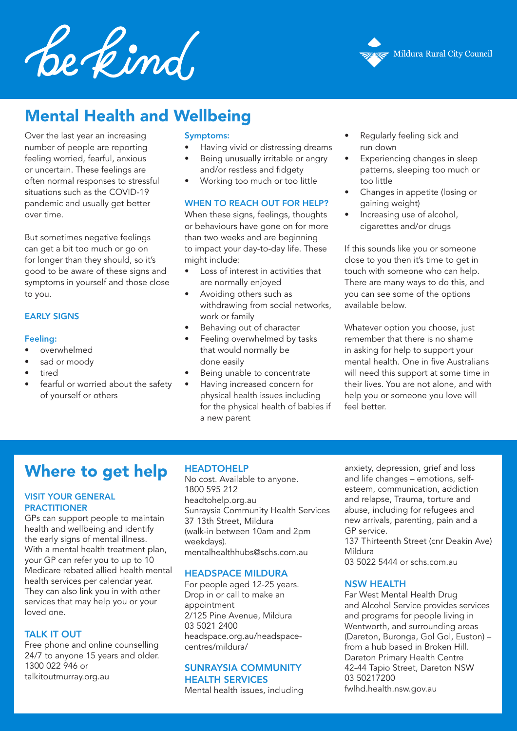be kind

Mildura Rural City Council

# Mental Health and Wellbeing

Over the last year an increasing number of people are reporting feeling worried, fearful, anxious or uncertain. These feelings are often normal responses to stressful situations such as the COVID-19 pandemic and usually get better over time.

But sometimes negative feelings can get a bit too much or go on for longer than they should, so it's good to be aware of these signs and symptoms in yourself and those close to you.

### EARLY SIGNS

#### Feeling:

- overwhelmed
- sad or moody
- tired
- fearful or worried about the safety of yourself or others

#### Symptoms:

- Having vivid or distressing dreams
- Being unusually irritable or angry and/or restless and fidgety
- Working too much or too little

### WHEN TO REACH OUT FOR HELP?

When these signs, feelings, thoughts or behaviours have gone on for more than two weeks and are beginning to impact your day-to-day life. These might include:

- Loss of interest in activities that are normally enjoyed
- Avoiding others such as withdrawing from social networks, work or family
- Behaving out of character
- Feeling overwhelmed by tasks that would normally be done easily
- Being unable to concentrate
- Having increased concern for physical health issues including for the physical health of babies if a new parent
- Regularly feeling sick and run down
- Experiencing changes in sleep patterns, sleeping too much or too little
- Changes in appetite (losing or gaining weight)
- Increasing use of alcohol, cigarettes and/or drugs

If this sounds like you or someone close to you then it's time to get in touch with someone who can help. There are many ways to do this, and you can see some of the options available below.

Whatever option you choose, just remember that there is no shame in asking for help to support your mental health. One in five Australians will need this support at some time in their lives. You are not alone, and with help you or someone you love will feel better.

# Where to get help

### VISIT YOUR GENERAL PRACTITIONER

GPs can support people to maintain health and wellbeing and identify the early signs of mental illness. With a mental health treatment plan, your GP can refer you to up to 10 Medicare rebated allied health mental health services per calendar year. They can also link you in with other services that may help you or your loved one.

### TALK IT OUT

Free phone and online counselling 24/7 to anyone 15 years and older.
1300 022 946 or
talkitoutmurray.org.au

### HEADTOHELP

No cost. Available to anyone.
1800 595 212
headtohelp.org.au
Sunraysia Community Health Services
37 13th Street, Mildura
(walk-in between 10am and 2pm weekdays).
mentalhealthhubs@schs.com.au

### HEADSPACE MILDURA

For people aged 12-25 years.
Drop in or call to make an appointment
2/125 Pine Avenue, Mildura
03 5021 2400
headspace.org.au/headspace-centres/mildura/

### SUNRAYSIA COMMUNITY HEALTH SERVICES

Mental health issues, including anxiety, depression, grief and loss and life changes – emotions, self-esteem, communication, addiction and relapse, Trauma, torture and abuse, including for refugees and new arrivals, parenting, pain and a GP service.
137 Thirteenth Street (cnr Deakin Ave) Mildura
03 5022 5444 or schs.com.au

### NSW HEALTH

Far West Mental Health Drug and Alcohol Service provides services and programs for people living in Wentworth, and surrounding areas (Dareton, Buronga, Gol Gol, Euston) – from a hub based in Broken Hill.
Dareton Primary Health Centre
42-44 Tapio Street, Dareton NSW
03 50217200
fwlhd.health.nsw.gov.au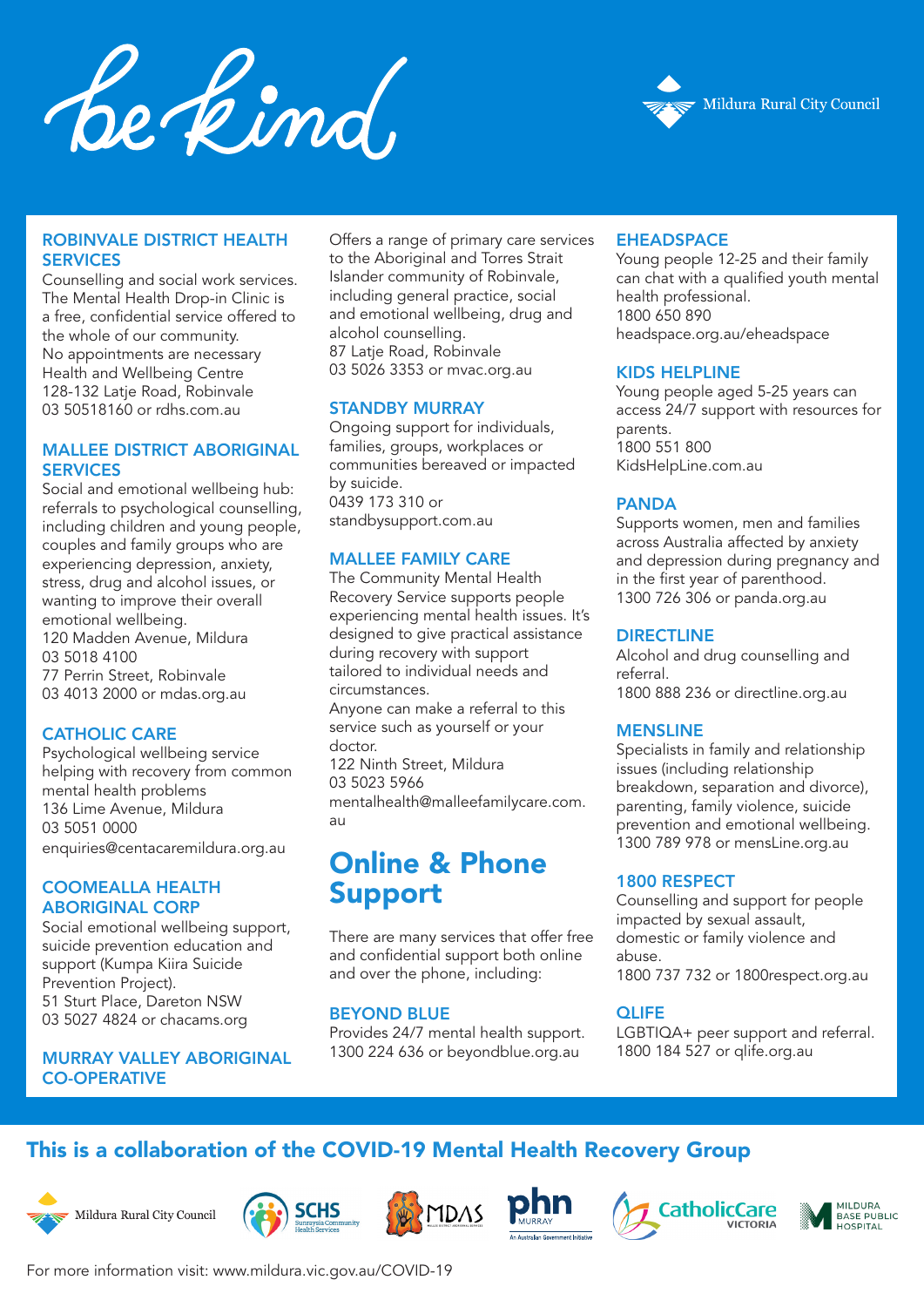# be kind

Mildura Rural City Council

### ROBINVALE DISTRICT HEALTH SERVICES

Counselling and social work services. The Mental Health Drop-in Clinic is a free, confidential service offered to the whole of our community.
No appointments are necessary
Health and Wellbeing Centre
128-132 Latje Road, Robinvale
03 50518160 or rdhs.com.au

### MALLEE DISTRICT ABORIGINAL SERVICES

Social and emotional wellbeing hub: referrals to psychological counselling, including children and young people, couples and family groups who are experiencing depression, anxiety, stress, drug and alcohol issues, or wanting to improve their overall emotional wellbeing.
120 Madden Avenue, Mildura
03 5018 4100
77 Perrin Street, Robinvale
03 4013 2000 or mdas.org.au

### CATHOLIC CARE

Psychological wellbeing service helping with recovery from common mental health problems
136 Lime Avenue, Mildura
03 5051 0000
enquiries@centacaremildura.org.au

### COOMEALLA HEALTH ABORIGINAL CORP

Social emotional wellbeing support, suicide prevention education and support (Kumpa Kiira Suicide Prevention Project).
51 Sturt Place, Dareton NSW
03 5027 4824 or chacams.org

### MURRAY VALLEY ABORIGINAL CO-OPERATIVE

Offers a range of primary care services to the Aboriginal and Torres Strait Islander community of Robinvale, including general practice, social and emotional wellbeing, drug and alcohol counselling.
87 Latje Road, Robinvale
03 5026 3353 or mvac.org.au

### STANDBY MURRAY

Ongoing support for individuals, families, groups, workplaces or communities bereaved or impacted by suicide.
0439 173 310 or standbysupport.com.au

### MALLEE FAMILY CARE

The Community Mental Health Recovery Service supports people experiencing mental health issues. It's designed to give practical assistance during recovery with support tailored to individual needs and circumstances.
Anyone can make a referral to this service such as yourself or your doctor.
122 Ninth Street, Mildura
03 5023 5966
mentalhealth@malleefamilycare.com.au

## Online & Phone Support

There are many services that offer free and confidential support both online and over the phone, including:

### BEYOND BLUE

Provides 24/7 mental health support.
1300 224 636 or beyondblue.org.au

### EHEADSPACE

Young people 12-25 and their family can chat with a qualified youth mental health professional.
1800 650 890
headspace.org.au/eheadspace

### KIDS HELPLINE

Young people aged 5-25 years can access 24/7 support with resources for parents.
1800 551 800
KidsHelpLine.com.au

### PANDA

Supports women, men and families across Australia affected by anxiety and depression during pregnancy and in the first year of parenthood.
1300 726 306 or panda.org.au

### DIRECTLINE

Alcohol and drug counselling and referral.
1800 888 236 or directline.org.au

### MENSLINE

Specialists in family and relationship issues (including relationship breakdown, separation and divorce), parenting, family violence, suicide prevention and emotional wellbeing.
1300 789 978 or mensLine.org.au

### 1800 RESPECT

Counselling and support for people impacted by sexual assault, domestic or family violence and abuse.
1800 737 732 or 1800respect.org.au

### QLIFE

LGBTIQA+ peer support and referral.
1800 184 527 or qlife.org.au

## This is a collaboration of the COVID-19 Mental Health Recovery Group

Mildura Rural City Council · SCHS Sunraysia Community Health Services · MDAS · phn Murray An Australian Government Initiative · CatholicCare Victoria · Mildura Base Public Hospital

For more information visit: www.mildura.vic.gov.au/COVID-19